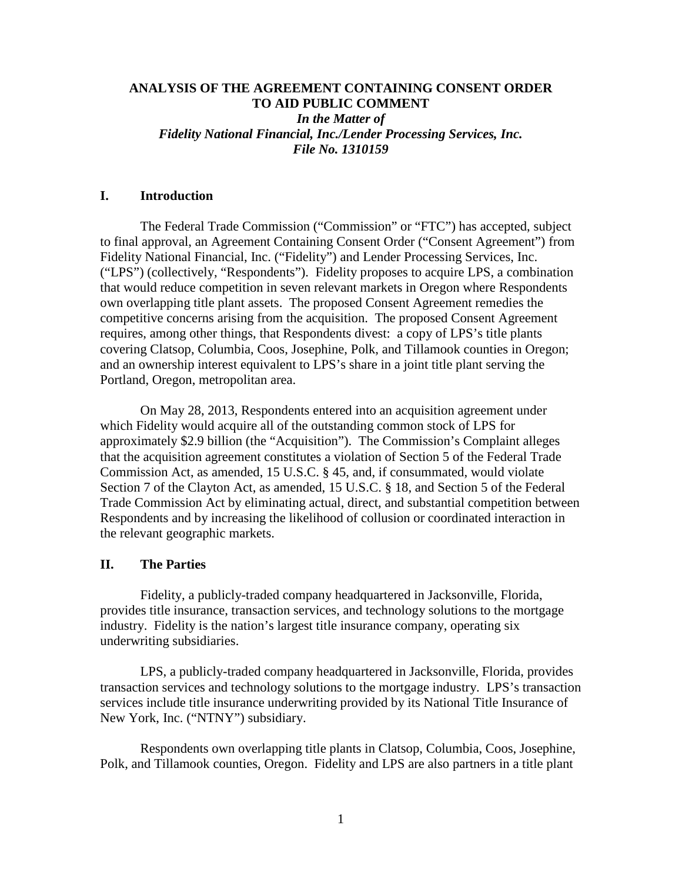# ANALYSIS OF THE AGREEMENT CONTAINING CONSENT ORDER TO AID PUBLIC COMMENT

***In the Matter of***
***Fidelity National Financial, Inc./Lender Processing Services, Inc.***
***File No. 1310159***

## I. Introduction

The Federal Trade Commission ("Commission" or "FTC") has accepted, subject to final approval, an Agreement Containing Consent Order ("Consent Agreement") from Fidelity National Financial, Inc. ("Fidelity") and Lender Processing Services, Inc. ("LPS") (collectively, "Respondents"). Fidelity proposes to acquire LPS, a combination that would reduce competition in seven relevant markets in Oregon where Respondents own overlapping title plant assets. The proposed Consent Agreement remedies the competitive concerns arising from the acquisition. The proposed Consent Agreement requires, among other things, that Respondents divest: a copy of LPS's title plants covering Clatsop, Columbia, Coos, Josephine, Polk, and Tillamook counties in Oregon; and an ownership interest equivalent to LPS's share in a joint title plant serving the Portland, Oregon, metropolitan area.

On May 28, 2013, Respondents entered into an acquisition agreement under which Fidelity would acquire all of the outstanding common stock of LPS for approximately $2.9 billion (the "Acquisition"). The Commission's Complaint alleges that the acquisition agreement constitutes a violation of Section 5 of the Federal Trade Commission Act, as amended, 15 U.S.C. § 45, and, if consummated, would violate Section 7 of the Clayton Act, as amended, 15 U.S.C. § 18, and Section 5 of the Federal Trade Commission Act by eliminating actual, direct, and substantial competition between Respondents and by increasing the likelihood of collusion or coordinated interaction in the relevant geographic markets.

## II. The Parties

Fidelity, a publicly-traded company headquartered in Jacksonville, Florida, provides title insurance, transaction services, and technology solutions to the mortgage industry. Fidelity is the nation's largest title insurance company, operating six underwriting subsidiaries.

LPS, a publicly-traded company headquartered in Jacksonville, Florida, provides transaction services and technology solutions to the mortgage industry. LPS's transaction services include title insurance underwriting provided by its National Title Insurance of New York, Inc. ("NTNY") subsidiary.

Respondents own overlapping title plants in Clatsop, Columbia, Coos, Josephine, Polk, and Tillamook counties, Oregon. Fidelity and LPS are also partners in a title plant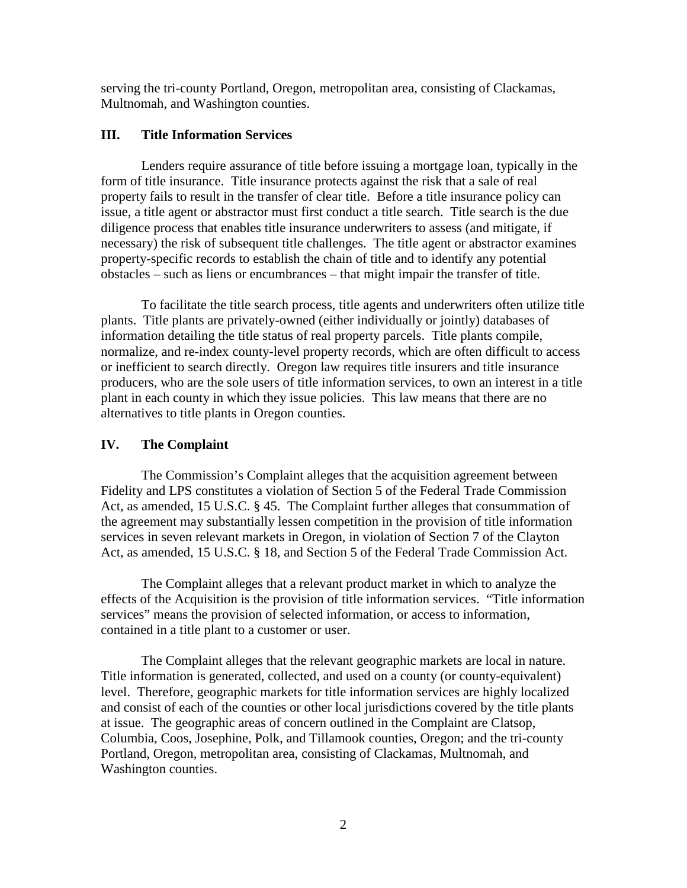serving the tri-county Portland, Oregon, metropolitan area, consisting of Clackamas, Multnomah, and Washington counties.

## III. Title Information Services

Lenders require assurance of title before issuing a mortgage loan, typically in the form of title insurance. Title insurance protects against the risk that a sale of real property fails to result in the transfer of clear title. Before a title insurance policy can issue, a title agent or abstractor must first conduct a title search. Title search is the due diligence process that enables title insurance underwriters to assess (and mitigate, if necessary) the risk of subsequent title challenges. The title agent or abstractor examines property-specific records to establish the chain of title and to identify any potential obstacles – such as liens or encumbrances – that might impair the transfer of title.

To facilitate the title search process, title agents and underwriters often utilize title plants. Title plants are privately-owned (either individually or jointly) databases of information detailing the title status of real property parcels. Title plants compile, normalize, and re-index county-level property records, which are often difficult to access or inefficient to search directly. Oregon law requires title insurers and title insurance producers, who are the sole users of title information services, to own an interest in a title plant in each county in which they issue policies. This law means that there are no alternatives to title plants in Oregon counties.

## IV. The Complaint

The Commission's Complaint alleges that the acquisition agreement between Fidelity and LPS constitutes a violation of Section 5 of the Federal Trade Commission Act, as amended, 15 U.S.C. § 45. The Complaint further alleges that consummation of the agreement may substantially lessen competition in the provision of title information services in seven relevant markets in Oregon, in violation of Section 7 of the Clayton Act, as amended, 15 U.S.C. § 18, and Section 5 of the Federal Trade Commission Act.

The Complaint alleges that a relevant product market in which to analyze the effects of the Acquisition is the provision of title information services. "Title information services" means the provision of selected information, or access to information, contained in a title plant to a customer or user.

The Complaint alleges that the relevant geographic markets are local in nature. Title information is generated, collected, and used on a county (or county-equivalent) level. Therefore, geographic markets for title information services are highly localized and consist of each of the counties or other local jurisdictions covered by the title plants at issue. The geographic areas of concern outlined in the Complaint are Clatsop, Columbia, Coos, Josephine, Polk, and Tillamook counties, Oregon; and the tri-county Portland, Oregon, metropolitan area, consisting of Clackamas, Multnomah, and Washington counties.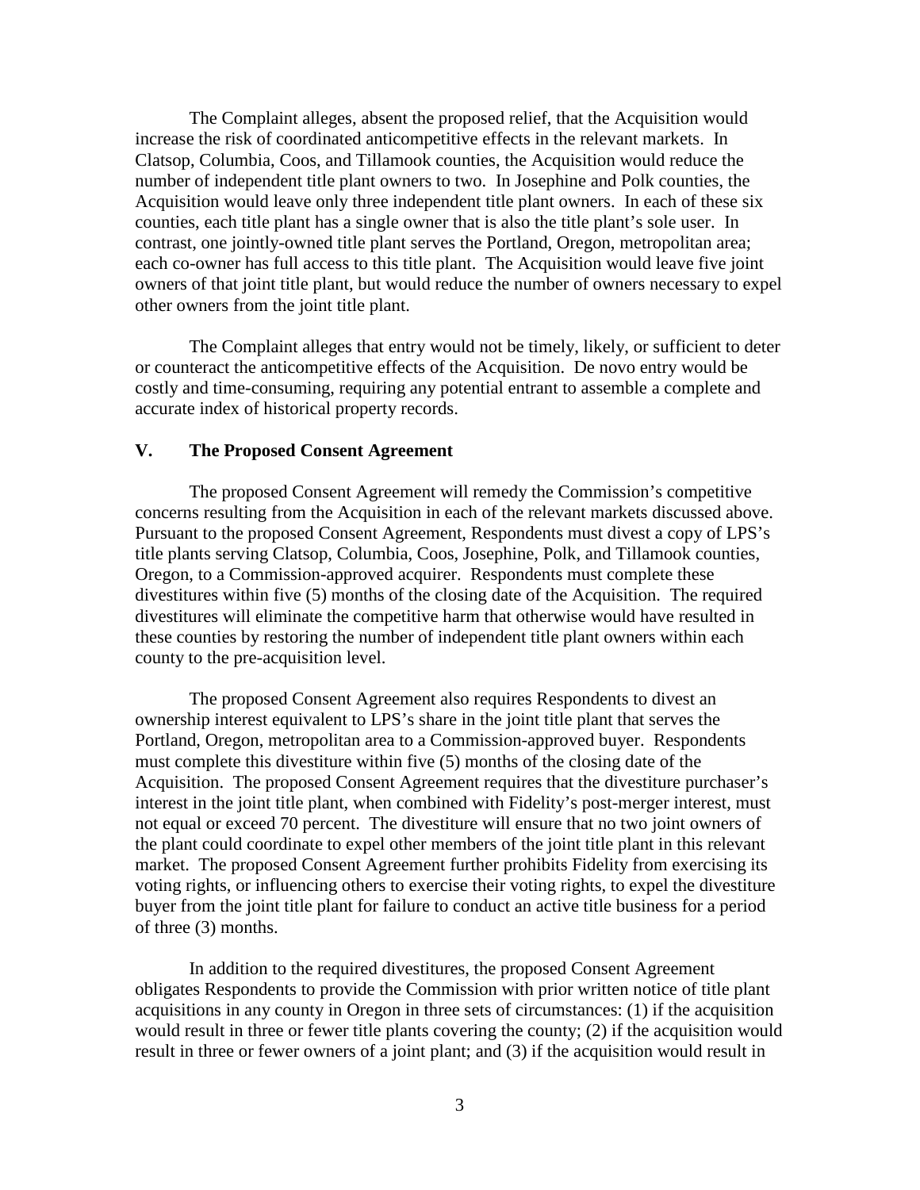The Complaint alleges, absent the proposed relief, that the Acquisition would increase the risk of coordinated anticompetitive effects in the relevant markets. In Clatsop, Columbia, Coos, and Tillamook counties, the Acquisition would reduce the number of independent title plant owners to two. In Josephine and Polk counties, the Acquisition would leave only three independent title plant owners. In each of these six counties, each title plant has a single owner that is also the title plant's sole user. In contrast, one jointly-owned title plant serves the Portland, Oregon, metropolitan area; each co-owner has full access to this title plant. The Acquisition would leave five joint owners of that joint title plant, but would reduce the number of owners necessary to expel other owners from the joint title plant.

The Complaint alleges that entry would not be timely, likely, or sufficient to deter or counteract the anticompetitive effects of the Acquisition. De novo entry would be costly and time-consuming, requiring any potential entrant to assemble a complete and accurate index of historical property records.

## V. The Proposed Consent Agreement

The proposed Consent Agreement will remedy the Commission's competitive concerns resulting from the Acquisition in each of the relevant markets discussed above. Pursuant to the proposed Consent Agreement, Respondents must divest a copy of LPS's title plants serving Clatsop, Columbia, Coos, Josephine, Polk, and Tillamook counties, Oregon, to a Commission-approved acquirer. Respondents must complete these divestitures within five (5) months of the closing date of the Acquisition. The required divestitures will eliminate the competitive harm that otherwise would have resulted in these counties by restoring the number of independent title plant owners within each county to the pre-acquisition level.

The proposed Consent Agreement also requires Respondents to divest an ownership interest equivalent to LPS's share in the joint title plant that serves the Portland, Oregon, metropolitan area to a Commission-approved buyer. Respondents must complete this divestiture within five (5) months of the closing date of the Acquisition. The proposed Consent Agreement requires that the divestiture purchaser's interest in the joint title plant, when combined with Fidelity's post-merger interest, must not equal or exceed 70 percent. The divestiture will ensure that no two joint owners of the plant could coordinate to expel other members of the joint title plant in this relevant market. The proposed Consent Agreement further prohibits Fidelity from exercising its voting rights, or influencing others to exercise their voting rights, to expel the divestiture buyer from the joint title plant for failure to conduct an active title business for a period of three (3) months.

In addition to the required divestitures, the proposed Consent Agreement obligates Respondents to provide the Commission with prior written notice of title plant acquisitions in any county in Oregon in three sets of circumstances: (1) if the acquisition would result in three or fewer title plants covering the county; (2) if the acquisition would result in three or fewer owners of a joint plant; and (3) if the acquisition would result in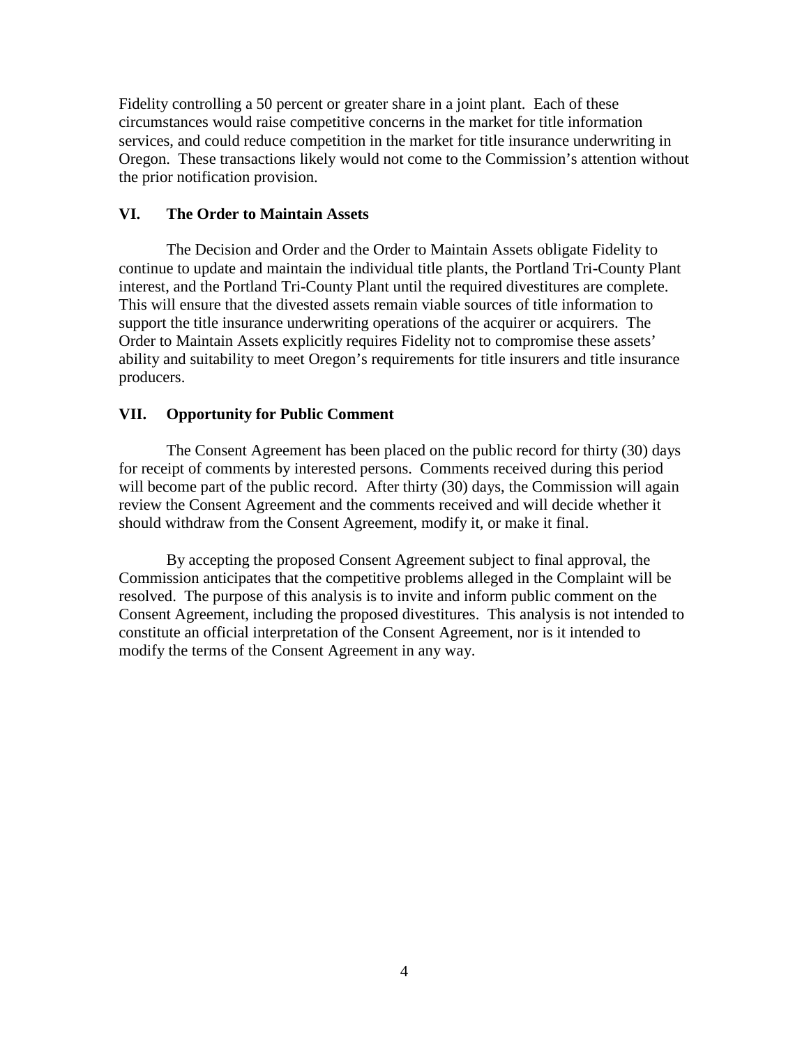Fidelity controlling a 50 percent or greater share in a joint plant. Each of these circumstances would raise competitive concerns in the market for title information services, and could reduce competition in the market for title insurance underwriting in Oregon. These transactions likely would not come to the Commission's attention without the prior notification provision.

## VI. The Order to Maintain Assets

The Decision and Order and the Order to Maintain Assets obligate Fidelity to continue to update and maintain the individual title plants, the Portland Tri-County Plant interest, and the Portland Tri-County Plant until the required divestitures are complete. This will ensure that the divested assets remain viable sources of title information to support the title insurance underwriting operations of the acquirer or acquirers. The Order to Maintain Assets explicitly requires Fidelity not to compromise these assets' ability and suitability to meet Oregon's requirements for title insurers and title insurance producers.

## VII. Opportunity for Public Comment

The Consent Agreement has been placed on the public record for thirty (30) days for receipt of comments by interested persons. Comments received during this period will become part of the public record. After thirty (30) days, the Commission will again review the Consent Agreement and the comments received and will decide whether it should withdraw from the Consent Agreement, modify it, or make it final.

By accepting the proposed Consent Agreement subject to final approval, the Commission anticipates that the competitive problems alleged in the Complaint will be resolved. The purpose of this analysis is to invite and inform public comment on the Consent Agreement, including the proposed divestitures. This analysis is not intended to constitute an official interpretation of the Consent Agreement, nor is it intended to modify the terms of the Consent Agreement in any way.